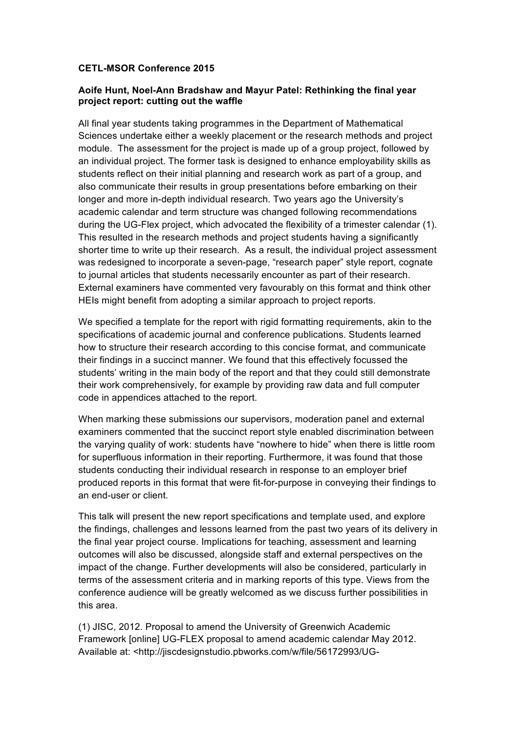**CETL-MSOR Conference 2015**

**Aoife Hunt, Noel-Ann Bradshaw and Mayur Patel: Rethinking the final year project report: cutting out the waffle**

All final year students taking programmes in the Department of Mathematical Sciences undertake either a weekly placement or the research methods and project module. The assessment for the project is made up of a group project, followed by an individual project. The former task is designed to enhance employability skills as students reflect on their initial planning and research work as part of a group, and also communicate their results in group presentations before embarking on their longer and more in-depth individual research. Two years ago the University's academic calendar and term structure was changed following recommendations during the UG-Flex project, which advocated the flexibility of a trimester calendar (1). This resulted in the research methods and project students having a significantly shorter time to write up their research. As a result, the individual project assessment was redesigned to incorporate a seven-page, "research paper" style report, cognate to journal articles that students necessarily encounter as part of their research. External examiners have commented very favourably on this format and think other HEIs might benefit from adopting a similar approach to project reports.

We specified a template for the report with rigid formatting requirements, akin to the specifications of academic journal and conference publications. Students learned how to structure their research according to this concise format, and communicate their findings in a succinct manner. We found that this effectively focussed the students' writing in the main body of the report and that they could still demonstrate their work comprehensively, for example by providing raw data and full computer code in appendices attached to the report.

When marking these submissions our supervisors, moderation panel and external examiners commented that the succinct report style enabled discrimination between the varying quality of work: students have "nowhere to hide" when there is little room for superfluous information in their reporting. Furthermore, it was found that those students conducting their individual research in response to an employer brief produced reports in this format that were fit-for-purpose in conveying their findings to an end-user or client.

This talk will present the new report specifications and template used, and explore the findings, challenges and lessons learned from the past two years of its delivery in the final year project course. Implications for teaching, assessment and learning outcomes will also be discussed, alongside staff and external perspectives on the impact of the change. Further developments will also be considered, particularly in terms of the assessment criteria and in marking reports of this type. Views from the conference audience will be greatly welcomed as we discuss further possibilities in this area.

(1) JISC, 2012. Proposal to amend the University of Greenwich Academic Framework [online] UG-FLEX proposal to amend academic calendar May 2012. Available at: <http://jiscdesignstudio.pbworks.com/w/file/56172993/UG-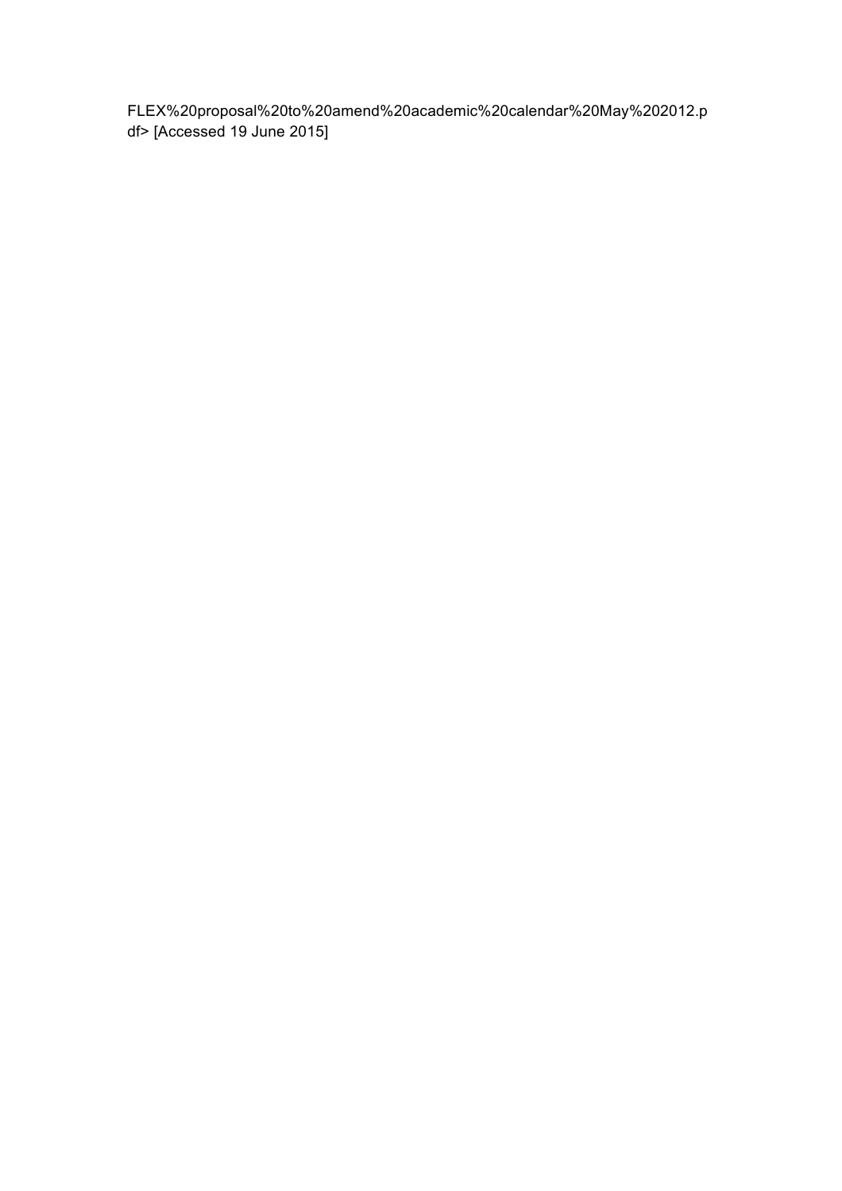FLEX%20proposal%20to%20amend%20academic%20calendar%20May%202012.pdf> [Accessed 19 June 2015]